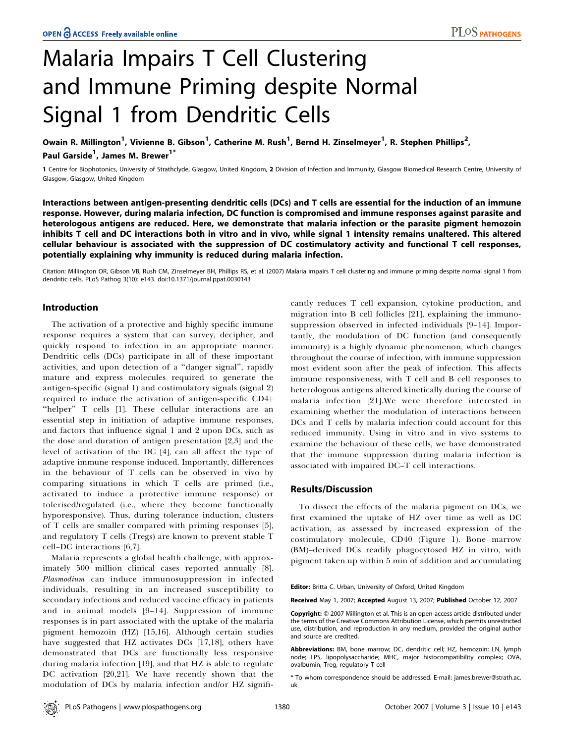# Malaria Impairs T Cell Clustering and Immune Priming despite Normal Signal 1 from Dendritic Cells

Owain R. Millington[1], Vivienne B. Gibson[1], Catherine M. Rush[1], Bernd H. Zinselmeyer[1], R. Stephen Phillips[2], Paul Garside[1], James M. Brewer[1*]

1 Centre for Biophotonics, University of Strathclyde, Glasgow, United Kingdom, 2 Division of Infection and Immunity, Glasgow Biomedical Research Centre, University of Glasgow, Glasgow, United Kingdom

**Interactions between antigen-presenting dendritic cells (DCs) and T cells are essential for the induction of an immune response. However, during malaria infection, DC function is compromised and immune responses against parasite and heterologous antigens are reduced. Here, we demonstrate that malaria infection or the parasite pigment hemozoin inhibits T cell and DC interactions both in vitro and in vivo, while signal 1 intensity remains unaltered. This altered cellular behaviour is associated with the suppression of DC costimulatory activity and functional T cell responses, potentially explaining why immunity is reduced during malaria infection.**

Citation: Millington OR, Gibson VB, Rush CM, Zinselmeyer BH, Phillips RS, et al. (2007) Malaria impairs T cell clustering and immune priming despite normal signal 1 from dendritic cells. PLoS Pathog 3(10): e143. doi:10.1371/journal.ppat.0030143

## Introduction

The activation of a protective and highly specific immune response requires a system that can survey, decipher, and quickly respond to infection in an appropriate manner. Dendritic cells (DCs) participate in all of these important activities, and upon detection of a "danger signal", rapidly mature and express molecules required to generate the antigen-specific (signal 1) and costimulatory signals (signal 2) required to induce the activation of antigen-specific CD4+ "helper" T cells [1]. These cellular interactions are an essential step in initiation of adaptive immune responses, and factors that influence signal 1 and 2 upon DCs, such as the dose and duration of antigen presentation [2,3] and the level of activation of the DC [4], can all affect the type of adaptive immune response induced. Importantly, differences in the behaviour of T cells can be observed in vivo by comparing situations in which T cells are primed (i.e., activated to induce a protective immune response) or tolerised/regulated (i.e., where they become functionally hyporesponsive). Thus, during tolerance induction, clusters of T cells are smaller compared with priming responses [5], and regulatory T cells (Tregs) are known to prevent stable T cell–DC interactions [6,7].

Malaria represents a global health challenge, with approximately 500 million clinical cases reported annually [8]. *Plasmodium* can induce immunosuppression in infected individuals, resulting in an increased susceptibility to secondary infections and reduced vaccine efficacy in patients and in animal models [9–14]. Suppression of immune responses is in part associated with the uptake of the malaria pigment hemozoin (HZ) [15,16]. Although certain studies have suggested that HZ activates DCs [17,18], others have demonstrated that DCs are functionally less responsive during malaria infection [19], and that HZ is able to regulate DC activation [20,21]. We have recently shown that the modulation of DCs by malaria infection and/or HZ significantly reduces T cell expansion, cytokine production, and migration into B cell follicles [21], explaining the immunosuppression observed in infected individuals [9–14]. Importantly, the modulation of DC function (and consequently immunity) is a highly dynamic phenomenon, which changes throughout the course of infection, with immune suppression most evident soon after the peak of infection. This affects immune responsiveness, with T cell and B cell responses to heterologous antigens altered kinetically during the course of malaria infection [21].We were therefore interested in examining whether the modulation of interactions between DCs and T cells by malaria infection could account for this reduced immunity. Using in vitro and in vivo systems to examine the behaviour of these cells, we have demonstrated that the immune suppression during malaria infection is associated with impaired DC–T cell interactions.

## Results/Discussion

To dissect the effects of the malaria pigment on DCs, we first examined the uptake of HZ over time as well as DC activation, as assessed by increased expression of the costimulatory molecule, CD40 (Figure 1). Bone marrow (BM)–derived DCs readily phagocytosed HZ in vitro, with pigment taken up within 5 min of addition and accumulating

**Editor:** Britta C. Urban, University of Oxford, United Kingdom

**Received** May 1, 2007; **Accepted** August 13, 2007; **Published** October 12, 2007

**Copyright:** © 2007 Millington et al. This is an open-access article distributed under the terms of the Creative Commons Attribution License, which permits unrestricted use, distribution, and reproduction in any medium, provided the original author and source are credited.

**Abbreviations:** BM, bone marrow; DC, dendritic cell; HZ, hemozoin; LN, lymph node; LPS, lipopolysaccharide; MHC, major histocompatibility complex; OVA, ovalbumin; Treg, regulatory T cell

\* To whom correspondence should be addressed. E-mail: james.brewer@strath.ac.uk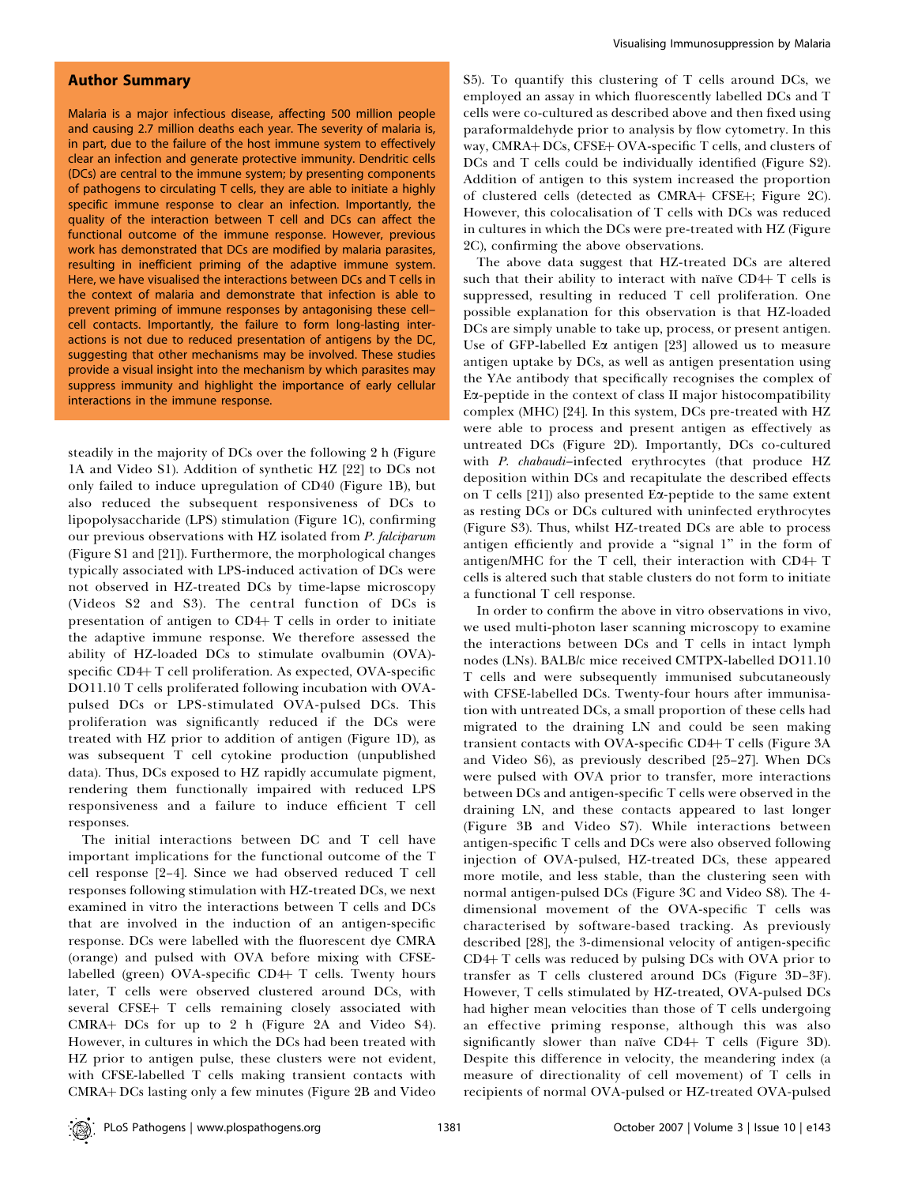## Author Summary

Malaria is a major infectious disease, affecting 500 million people and causing 2.7 million deaths each year. The severity of malaria is, in part, due to the failure of the host immune system to effectively clear an infection and generate protective immunity. Dendritic cells (DCs) are central to the immune system; by presenting components of pathogens to circulating T cells, they are able to initiate a highly specific immune response to clear an infection. Importantly, the quality of the interaction between T cell and DCs can affect the functional outcome of the immune response. However, previous work has demonstrated that DCs are modified by malaria parasites, resulting in inefficient priming of the adaptive immune system. Here, we have visualised the interactions between DCs and T cells in the context of malaria and demonstrate that infection is able to prevent priming of immune responses by antagonising these cell–cell contacts. Importantly, the failure to form long-lasting interactions is not due to reduced presentation of antigens by the DC, suggesting that other mechanisms may be involved. These studies provide a visual insight into the mechanism by which parasites may suppress immunity and highlight the importance of early cellular interactions in the immune response.

steadily in the majority of DCs over the following 2 h (Figure 1A and Video S1). Addition of synthetic HZ [22] to DCs not only failed to induce upregulation of CD40 (Figure 1B), but also reduced the subsequent responsiveness of DCs to lipopolysaccharide (LPS) stimulation (Figure 1C), confirming our previous observations with HZ isolated from *P. falciparum* (Figure S1 and [21]). Furthermore, the morphological changes typically associated with LPS-induced activation of DCs were not observed in HZ-treated DCs by time-lapse microscopy (Videos S2 and S3). The central function of DCs is presentation of antigen to CD4+ T cells in order to initiate the adaptive immune response. We therefore assessed the ability of HZ-loaded DCs to stimulate ovalbumin (OVA)-specific CD4+ T cell proliferation. As expected, OVA-specific DO11.10 T cells proliferated following incubation with OVA-pulsed DCs or LPS-stimulated OVA-pulsed DCs. This proliferation was significantly reduced if the DCs were treated with HZ prior to addition of antigen (Figure 1D), as was subsequent T cell cytokine production (unpublished data). Thus, DCs exposed to HZ rapidly accumulate pigment, rendering them functionally impaired with reduced LPS responsiveness and a failure to induce efficient T cell responses.

The initial interactions between DC and T cell have important implications for the functional outcome of the T cell response [2–4]. Since we had observed reduced T cell responses following stimulation with HZ-treated DCs, we next examined in vitro the interactions between T cells and DCs that are involved in the induction of an antigen-specific response. DCs were labelled with the fluorescent dye CMRA (orange) and pulsed with OVA before mixing with CFSE-labelled (green) OVA-specific CD4+ T cells. Twenty hours later, T cells were observed clustered around DCs, with several CFSE+ T cells remaining closely associated with CMRA+ DCs for up to 2 h (Figure 2A and Video S4). However, in cultures in which the DCs had been treated with HZ prior to antigen pulse, these clusters were not evident, with CFSE-labelled T cells making transient contacts with CMRA+ DCs lasting only a few minutes (Figure 2B and Video S5). To quantify this clustering of T cells around DCs, we employed an assay in which fluorescently labelled DCs and T cells were co-cultured as described above and then fixed using paraformaldehyde prior to analysis by flow cytometry. In this way, CMRA+ DCs, CFSE+ OVA-specific T cells, and clusters of DCs and T cells could be individually identified (Figure S2). Addition of antigen to this system increased the proportion of clustered cells (detected as CMRA+ CFSE+; Figure 2C). However, this colocalisation of T cells with DCs was reduced in cultures in which the DCs were pre-treated with HZ (Figure 2C), confirming the above observations.

The above data suggest that HZ-treated DCs are altered such that their ability to interact with naïve CD4+ T cells is suppressed, resulting in reduced T cell proliferation. One possible explanation for this observation is that HZ-loaded DCs are simply unable to take up, process, or present antigen. Use of GFP-labelled E$\alpha$ antigen [23] allowed us to measure antigen uptake by DCs, as well as antigen presentation using the YAe antibody that specifically recognises the complex of E$\alpha$-peptide in the context of class II major histocompatibility complex (MHC) [24]. In this system, DCs pre-treated with HZ were able to process and present antigen as effectively as untreated DCs (Figure 2D). Importantly, DCs co-cultured with *P. chabaudi*–infected erythrocytes (that produce HZ deposition within DCs and recapitulate the described effects on T cells [21]) also presented E$\alpha$-peptide to the same extent as resting DCs or DCs cultured with uninfected erythrocytes (Figure S3). Thus, whilst HZ-treated DCs are able to process antigen efficiently and provide a "signal 1" in the form of antigen/MHC for the T cell, their interaction with CD4+ T cells is altered such that stable clusters do not form to initiate a functional T cell response.

In order to confirm the above in vitro observations in vivo, we used multi-photon laser scanning microscopy to examine the interactions between DCs and T cells in intact lymph nodes (LNs). BALB/c mice received CMTPX-labelled DO11.10 T cells and were subsequently immunised subcutaneously with CFSE-labelled DCs. Twenty-four hours after immunisation with untreated DCs, a small proportion of these cells had migrated to the draining LN and could be seen making transient contacts with OVA-specific CD4+ T cells (Figure 3A and Video S6), as previously described [25–27]. When DCs were pulsed with OVA prior to transfer, more interactions between DCs and antigen-specific T cells were observed in the draining LN, and these contacts appeared to last longer (Figure 3B and Video S7). While interactions between antigen-specific T cells and DCs were also observed following injection of OVA-pulsed, HZ-treated DCs, these appeared more motile, and less stable, than the clustering seen with normal antigen-pulsed DCs (Figure 3C and Video S8). The 4-dimensional movement of the OVA-specific T cells was characterised by software-based tracking. As previously described [28], the 3-dimensional velocity of antigen-specific CD4+ T cells was reduced by pulsing DCs with OVA prior to transfer as T cells clustered around DCs (Figure 3D–3F). However, T cells stimulated by HZ-treated, OVA-pulsed DCs had higher mean velocities than those of T cells undergoing an effective priming response, although this was also significantly slower than naïve CD4+ T cells (Figure 3D). Despite this difference in velocity, the meandering index (a measure of directionality of cell movement) of T cells in recipients of normal OVA-pulsed or HZ-treated OVA-pulsed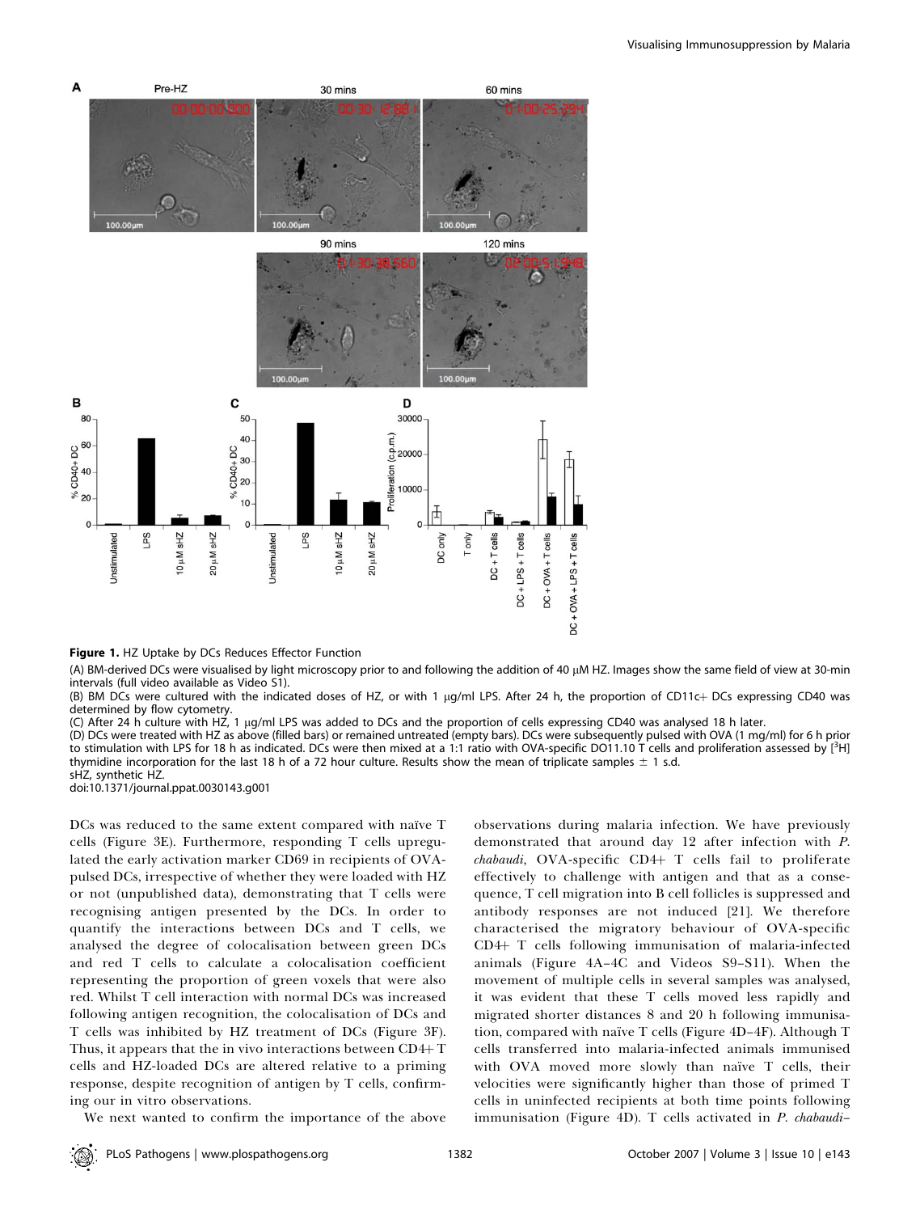**Figure 1.** HZ Uptake by DCs Reduces Effector Function

(A) BM-derived DCs were visualised by light microscopy prior to and following the addition of 40 μM HZ. Images show the same field of view at 30-min intervals (full video available as Video S1).

(B) BM DCs were cultured with the indicated doses of HZ, or with 1 μg/ml LPS. After 24 h, the proportion of CD11c+ DCs expressing CD40 was determined by flow cytometry.

(C) After 24 h culture with HZ, 1 μg/ml LPS was added to DCs and the proportion of cells expressing CD40 was analysed 18 h later.

(D) DCs were treated with HZ as above (filled bars) or remained untreated (empty bars). DCs were subsequently pulsed with OVA (1 mg/ml) for 6 h prior to stimulation with LPS for 18 h as indicated. DCs were then mixed at a 1:1 ratio with OVA-specific DO11.10 T cells and proliferation assessed by [$^3$H] thymidine incorporation for the last 18 h of a 72 hour culture. Results show the mean of triplicate samples ± 1 s.d.

sHZ, synthetic HZ.

doi:10.1371/journal.ppat.0030143.g001

DCs was reduced to the same extent compared with naïve T cells (Figure 3E). Furthermore, responding T cells upregulated the early activation marker CD69 in recipients of OVA-pulsed DCs, irrespective of whether they were loaded with HZ or not (unpublished data), demonstrating that T cells were recognising antigen presented by the DCs. In order to quantify the interactions between DCs and T cells, we analysed the degree of colocalisation between green DCs and red T cells to calculate a colocalisation coefficient representing the proportion of green voxels that were also red. Whilst T cell interaction with normal DCs was increased following antigen recognition, the colocalisation of DCs and T cells was inhibited by HZ treatment of DCs (Figure 3F). Thus, it appears that the in vivo interactions between CD4+ T cells and HZ-loaded DCs are altered relative to a priming response, despite recognition of antigen by T cells, confirming our in vitro observations.

We next wanted to confirm the importance of the above observations during malaria infection. We have previously demonstrated that around day 12 after infection with *P. chabaudi*, OVA-specific CD4+ T cells fail to proliferate effectively to challenge with antigen and that as a consequence, T cell migration into B cell follicles is suppressed and antibody responses are not induced [21]. We therefore characterised the migratory behaviour of OVA-specific CD4+ T cells following immunisation of malaria-infected animals (Figure 4A–4C and Videos S9–S11). When the movement of multiple cells in several samples was analysed, it was evident that these T cells moved less rapidly and migrated shorter distances 8 and 20 h following immunisation, compared with naïve T cells (Figure 4D–4F). Although T cells transferred into malaria-infected animals immunised with OVA moved more slowly than naïve T cells, their velocities were significantly higher than those of primed T cells in uninfected recipients at both time points following immunisation (Figure 4D). T cells activated in *P. chabaudi*–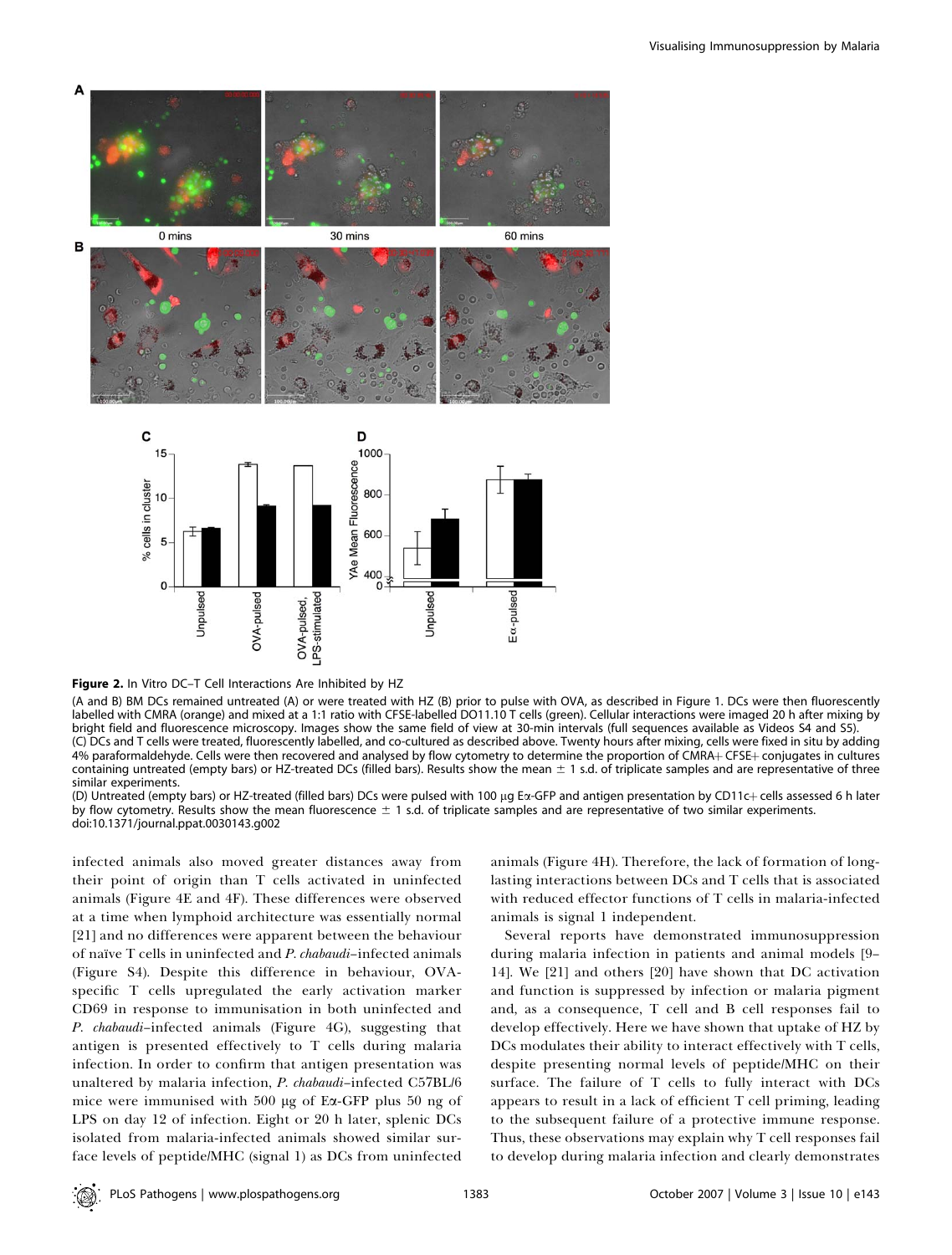**Figure 2.** In Vitro DC–T Cell Interactions Are Inhibited by HZ

(A and B) BM DCs remained untreated (A) or were treated with HZ (B) prior to pulse with OVA, as described in Figure 1. DCs were then fluorescently labelled with CMRA (orange) and mixed at a 1:1 ratio with CFSE-labelled DO11.10 T cells (green). Cellular interactions were imaged 20 h after mixing by bright field and fluorescence microscopy. Images show the same field of view at 30-min intervals (full sequences available as Videos S4 and S5).
(C) DCs and T cells were treated, fluorescently labelled, and co-cultured as described above. Twenty hours after mixing, cells were fixed in situ by adding 4% paraformaldehyde. Cells were then recovered and analysed by flow cytometry to determine the proportion of CMRA+ CFSE+ conjugates in cultures containing untreated (empty bars) or HZ-treated DCs (filled bars). Results show the mean ± 1 s.d. of triplicate samples and are representative of three similar experiments.
(D) Untreated (empty bars) or HZ-treated (filled bars) DCs were pulsed with 100 μg Eα-GFP and antigen presentation by CD11c+ cells assessed 6 h later by flow cytometry. Results show the mean fluorescence ± 1 s.d. of triplicate samples and are representative of two similar experiments.
doi:10.1371/journal.ppat.0030143.g002

infected animals also moved greater distances away from their point of origin than T cells activated in uninfected animals (Figure 4E and 4F). These differences were observed at a time when lymphoid architecture was essentially normal [21] and no differences were apparent between the behaviour of naïve T cells in uninfected and *P. chabaudi*–infected animals (Figure S4). Despite this difference in behaviour, OVA-specific T cells upregulated the early activation marker CD69 in response to immunisation in both uninfected and *P. chabaudi*–infected animals (Figure 4G), suggesting that antigen is presented effectively to T cells during malaria infection. In order to confirm that antigen presentation was unaltered by malaria infection, *P. chabaudi*–infected C57BL/6 mice were immunised with 500 μg of Eα-GFP plus 50 ng of LPS on day 12 of infection. Eight or 20 h later, splenic DCs isolated from malaria-infected animals showed similar surface levels of peptide/MHC (signal 1) as DCs from uninfected animals (Figure 4H). Therefore, the lack of formation of long-lasting interactions between DCs and T cells that is associated with reduced effector functions of T cells in malaria-infected animals is signal 1 independent.

Several reports have demonstrated immunosuppression during malaria infection in patients and animal models [9–14]. We [21] and others [20] have shown that DC activation and function is suppressed by infection or malaria pigment and, as a consequence, T cell and B cell responses fail to develop effectively. Here we have shown that uptake of HZ by DCs modulates their ability to interact effectively with T cells, despite presenting normal levels of peptide/MHC on their surface. The failure of T cells to fully interact with DCs appears to result in a lack of efficient T cell priming, leading to the subsequent failure of a protective immune response. Thus, these observations may explain why T cell responses fail to develop during malaria infection and clearly demonstrates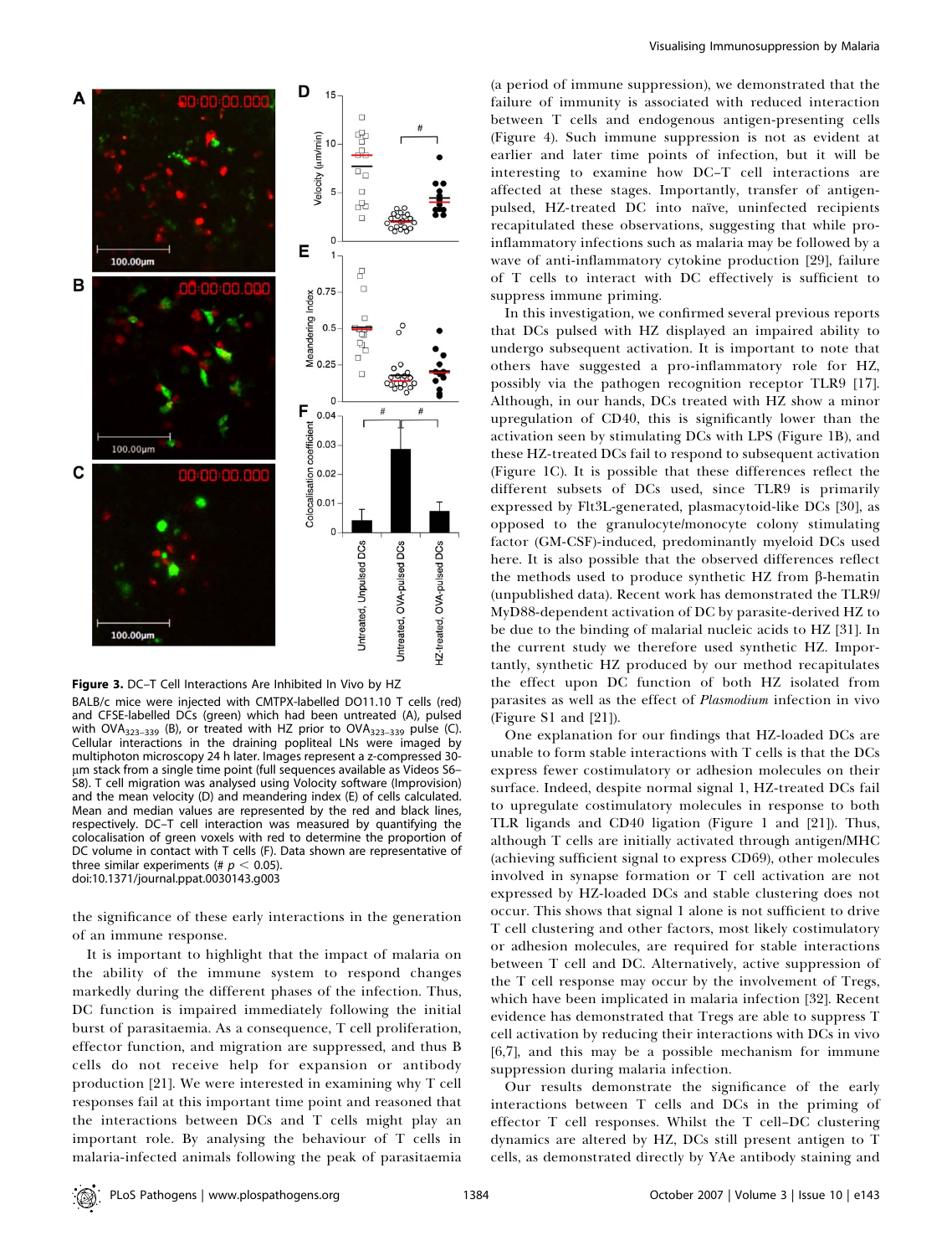**Figure 3.** DC–T Cell Interactions Are Inhibited In Vivo by HZ

BALB/c mice were injected with CMTPX-labelled DO11.10 T cells (red) and CFSE-labelled DCs (green) which had been untreated (A), pulsed with $OVA_{323–339}$ (B), or treated with HZ prior to $OVA_{323–339}$ pulse (C). Cellular interactions in the draining popliteal LNs were imaged by multiphoton microscopy 24 h later. Images represent a z-compressed 30-μm stack from a single time point (full sequences available as Videos S6–S8). T cell migration was analysed using Volocity software (Improvision) and the mean velocity (D) and meandering index (E) of cells calculated. Mean and median values are represented by the red and black lines, respectively. DC–T cell interaction was measured by quantifying the colocalisation of green voxels with red to determine the proportion of DC volume in contact with T cells (F). Data shown are representative of three similar experiments (# $p < 0.05$).

doi:10.1371/journal.ppat.0030143.g003

the significance of these early interactions in the generation of an immune response.

It is important to highlight that the impact of malaria on the ability of the immune system to respond changes markedly during the different phases of the infection. Thus, DC function is impaired immediately following the initial burst of parasitaemia. As a consequence, T cell proliferation, effector function, and migration are suppressed, and thus B cells do not receive help for expansion or antibody production [21]. We were interested in examining why T cell responses fail at this important time point and reasoned that the interactions between DCs and T cells might play an important role. By analysing the behaviour of T cells in malaria-infected animals following the peak of parasitaemia (a period of immune suppression), we demonstrated that the failure of immunity is associated with reduced interaction between T cells and endogenous antigen-presenting cells (Figure 4). Such immune suppression is not as evident at earlier and later time points of infection, but it will be interesting to examine how DC–T cell interactions are affected at these stages. Importantly, transfer of antigen-pulsed, HZ-treated DC into naïve, uninfected recipients recapitulated these observations, suggesting that while pro-inflammatory infections such as malaria may be followed by a wave of anti-inflammatory cytokine production [29], failure of T cells to interact with DC effectively is sufficient to suppress immune priming.

In this investigation, we confirmed several previous reports that DCs pulsed with HZ displayed an impaired ability to undergo subsequent activation. It is important to note that others have suggested a pro-inflammatory role for HZ, possibly via the pathogen recognition receptor TLR9 [17]. Although, in our hands, DCs treated with HZ show a minor upregulation of CD40, this is significantly lower than the activation seen by stimulating DCs with LPS (Figure 1B), and these HZ-treated DCs fail to respond to subsequent activation (Figure 1C). It is possible that these differences reflect the different subsets of DCs used, since TLR9 is primarily expressed by Flt3L-generated, plasmacytoid-like DCs [30], as opposed to the granulocyte/monocyte colony stimulating factor (GM-CSF)-induced, predominantly myeloid DCs used here. It is also possible that the observed differences reflect the methods used to produce synthetic HZ from β-hematin (unpublished data). Recent work has demonstrated the TLR9/MyD88-dependent activation of DC by parasite-derived HZ to be due to the binding of malarial nucleic acids to HZ [31]. In the current study we therefore used synthetic HZ. Importantly, synthetic HZ produced by our method recapitulates the effect upon DC function of both HZ isolated from parasites as well as the effect of *Plasmodium* infection in vivo (Figure S1 and [21]).

One explanation for our findings that HZ-loaded DCs are unable to form stable interactions with T cells is that the DCs express fewer costimulatory or adhesion molecules on their surface. Indeed, despite normal signal 1, HZ-treated DCs fail to upregulate costimulatory molecules in response to both TLR ligands and CD40 ligation (Figure 1 and [21]). Thus, although T cells are initially activated through antigen/MHC (achieving sufficient signal to express CD69), other molecules involved in synapse formation or T cell activation are not expressed by HZ-loaded DCs and stable clustering does not occur. This shows that signal 1 alone is not sufficient to drive T cell clustering and other factors, most likely costimulatory or adhesion molecules, are required for stable interactions between T cell and DC. Alternatively, active suppression of the T cell response may occur by the involvement of Tregs, which have been implicated in malaria infection [32]. Recent evidence has demonstrated that Tregs are able to suppress T cell activation by reducing their interactions with DCs in vivo [6,7], and this may be a possible mechanism for immune suppression during malaria infection.

Our results demonstrate the significance of the early interactions between T cells and DCs in the priming of effector T cell responses. Whilst the T cell–DC clustering dynamics are altered by HZ, DCs still present antigen to T cells, as demonstrated directly by YAe antibody staining and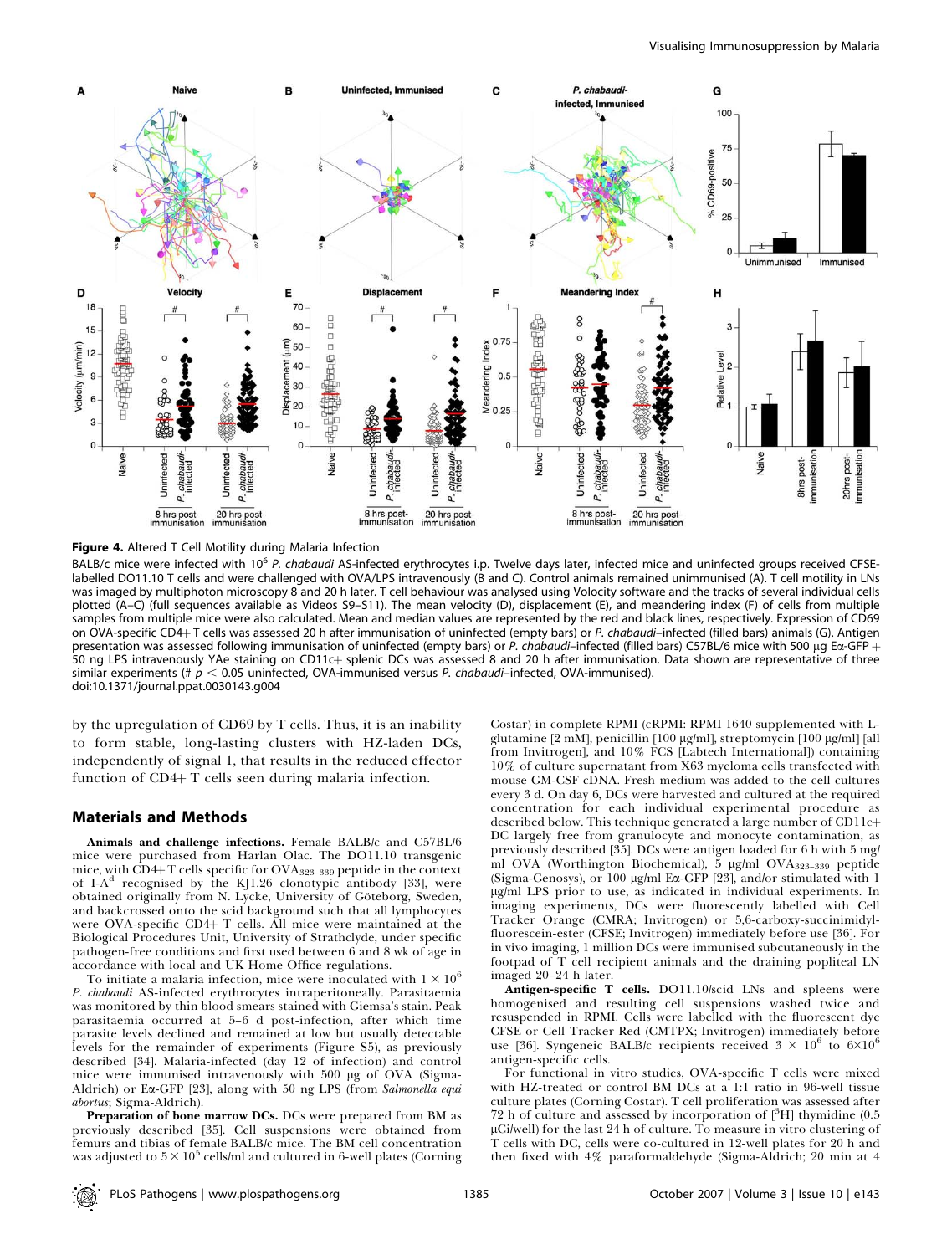**Figure 4.** Altered T Cell Motility during Malaria Infection

BALB/c mice were infected with $10^6$ *P. chabaudi* AS-infected erythrocytes i.p. Twelve days later, infected mice and uninfected groups received CFSE-labelled DO11.10 T cells and were challenged with OVA/LPS intravenously (B and C). Control animals remained unimmunised (A). T cell motility in LNs was imaged by multiphoton microscopy 8 and 20 h later. T cell behaviour was analysed using Volocity software and the tracks of several individual cells plotted (A–C) (full sequences available as Videos S9–S11). The mean velocity (D), displacement (E), and meandering index (F) of cells from multiple samples from multiple mice were also calculated. Mean and median values are represented by the red and black lines, respectively. Expression of CD69 on OVA-specific CD4+ T cells was assessed 20 h after immunisation of uninfected (empty bars) or *P. chabaudi*–infected (filled bars) animals (G). Antigen presentation was assessed following immunisation of uninfected (empty bars) or *P. chabaudi*–infected (filled bars) C57BL/6 mice with 500 μg Eα-GFP + 50 ng LPS intravenously YAe staining on CD11c+ splenic DCs was assessed 8 and 20 h after immunisation. Data shown are representative of three similar experiments (# $p < 0.05$ uninfected, OVA-immunised versus *P. chabaudi*–infected, OVA-immunised).

doi:10.1371/journal.ppat.0030143.g004

by the upregulation of CD69 by T cells. Thus, it is an inability to form stable, long-lasting clusters with HZ-laden DCs, independently of signal 1, that results in the reduced effector function of CD4+ T cells seen during malaria infection.

## Materials and Methods

**Animals and challenge infections.** Female BALB/c and C57BL/6 mice were purchased from Harlan Olac. The DO11.10 transgenic mice, with CD4+ T cells specific for $OVA_{323–339}$ peptide in the context of I-A$^d$ recognised by the KJ1.26 clonotypic antibody [33], were obtained originally from N. Lycke, University of Göteborg, Sweden, and backcrossed onto the scid background such that all lymphocytes were OVA-specific CD4+ T cells. All mice were maintained at the Biological Procedures Unit, University of Strathclyde, under specific pathogen-free conditions and first used between 6 and 8 wk of age in accordance with local and UK Home Office regulations.

To initiate a malaria infection, mice were inoculated with $1 \times 10^6$ *P. chabaudi* AS-infected erythrocytes intraperitoneally. Parasitaemia was monitored by thin blood smears stained with Giemsa's stain. Peak parasitaemia occurred at 5–6 d post-infection, after which time parasite levels declined and remained at low but usually detectable levels for the remainder of experiments (Figure S5), as previously described [34]. Malaria-infected (day 12 of infection) and control mice were immunised intravenously with 500 μg of OVA (Sigma-Aldrich) or Eα-GFP [23], along with 50 ng LPS (from *Salmonella equi abortus*; Sigma-Aldrich).

**Preparation of bone marrow DCs.** DCs were prepared from BM as previously described [35]. Cell suspensions were obtained from femurs and tibias of female BALB/c mice. The BM cell concentration was adjusted to $5 \times 10^5$ cells/ml and cultured in 6-well plates (Corning Costar) in complete RPMI (cRPMI: RPMI 1640 supplemented with L-glutamine [2 mM], penicillin [100 μg/ml], streptomycin [100 μg/ml] [all from Invitrogen], and 10% FCS [Labtech International]) containing 10% of culture supernatant from X63 myeloma cells transfected with mouse GM-CSF cDNA. Fresh medium was added to the cell cultures every 3 d. On day 6, DCs were harvested and cultured at the required concentration for each individual experimental procedure as described below. This technique generated a large number of CD11c+ DC largely free from granulocyte and monocyte contamination, as previously described [35]. DCs were antigen loaded for 6 h with 5 mg/ml OVA (Worthington Biochemical), 5 μg/ml $OVA_{323–339}$ peptide (Sigma-Genosys), or 100 μg/ml Eα-GFP [23], and/or stimulated with 1 μg/ml LPS prior to use, as indicated in individual experiments. In imaging experiments, DCs were fluorescently labelled with Cell Tracker Orange (CMRA; Invitrogen) or 5,6-carboxy-succinimidyl-fluorescein-ester (CFSE; Invitrogen) immediately before use [36]. For in vivo imaging, 1 million DCs were immunised subcutaneously in the footpad of T cell recipient animals and the draining popliteal LN imaged 20–24 h later.

**Antigen-specific T cells.** DO11.10/scid LNs and spleens were homogenised and resulting cell suspensions washed twice and resuspended in RPMI. Cells were labelled with the fluorescent dye CFSE or Cell Tracker Red (CMTPX; Invitrogen) immediately before use [36]. Syngeneic BALB/c recipients received $3 \times 10^6$ to $6 \times 10^6$ antigen-specific cells.

For functional in vitro studies, OVA-specific T cells were mixed with HZ-treated or control BM DCs at a 1:1 ratio in 96-well tissue culture plates (Corning Costar). T cell proliferation was assessed after 72 h of culture and assessed by incorporation of [$^3$H] thymidine (0.5 μCi/well) for the last 24 h of culture. To measure in vitro clustering of T cells with DC, cells were co-cultured in 12-well plates for 20 h and then fixed with 4% paraformaldehyde (Sigma-Aldrich; 20 min at 4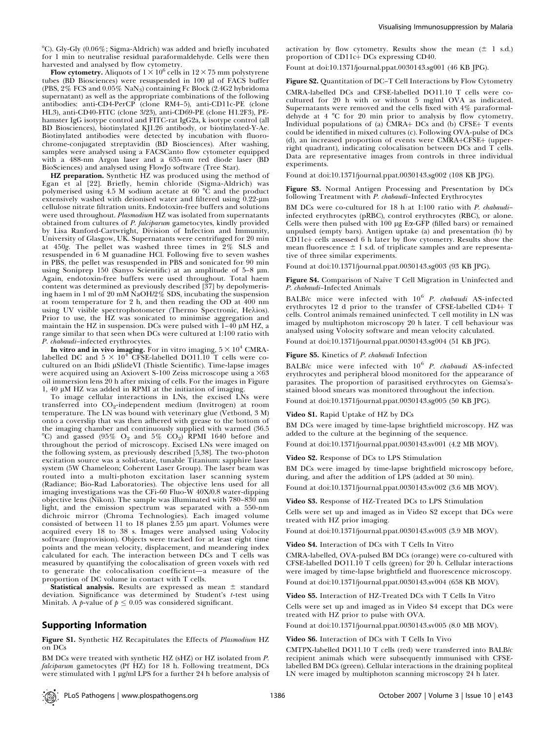°C). Gly-Gly (0.06%; Sigma-Aldrich) was added and briefly incubated for 1 min to neutralise residual paraformaldehyde. Cells were then harvested and analysed by flow cytometry.

**Flow cytometry.** Aliquots of $1 \times 10^6$ cells in $12 \times 75$ mm polystyrene tubes (BD Biosciences) were resuspended in 100 μl of FACS buffer (PBS, 2% FCS and 0.05% $NaN_3$) containing Fc Block (2.4G2 hybridoma supernatant) as well as the appropriate combinations of the following antibodies: anti-CD4-PerCP (clone RM4–5), anti-CD11c-PE (clone HL3), anti-CD40-FITC (clone 3/23), anti-CD69-PE (clone H1.2F3), PE-hamster IgG isotype control and FITC-rat IgG2a, k isotype control (all BD Biosciences), biotinylated KJ1.26 antibody, or biotinylated-Y-Ae. Biotinylated antibodies were detected by incubation with fluorochrome-conjugated streptavidin (BD Biosciences). After washing, samples were analysed using a FACSCanto flow cytometer equipped with a 488-nm Argon laser and a 635-nm red diode laser (BD BioSciences) and analysed using FlowJo software (Tree Star).

**HZ preparation.** Synthetic HZ was produced using the method of Egan et al [22]. Briefly, hemin chloride (Sigma-Aldrich) was polymerised using 4.5 M sodium acetate at 60 °C and the product extensively washed with deionised water and filtered using 0.22-μm cellulose nitrate filtration units. Endotoxin-free buffers and solutions were used throughout. *Plasmodium* HZ was isolated from supernatants obtained from cultures of *P. falciparum* gametocytes, kindly provided by Lisa Ranford-Cartwright, Division of Infection and Immunity, University of Glasgow, UK. Supernatants were centrifuged for 20 min at 450*g*. The pellet was washed three times in 2% SLS and resuspended in 6 M guanadine HCl. Following five to seven washes in PBS, the pellet was resuspended in PBS and sonicated for 90 min using Soniprep 150 (Sanyo Scientific) at an amplitude of 5–8 μm. Again, endotoxin-free buffers were used throughout. Total haem content was determined as previously described [37] by depolymerising haem in 1 ml of 20 mM NaOH/2% SDS, incubating the suspension at room temperature for 2 h, and then reading the OD at 400 nm using UV visible spectrophotometer (Thermo Spectronic, Heλios). Prior to use, the HZ was sonicated to minimise aggregation and maintain the HZ in suspension. DCs were pulsed with 1–40 μM HZ, a range similar to that seen when DCs were cultured at 1:100 ratio with *P. chabaudi*–infected erythrocytes.

**In vitro and in vivo imaging.** For in vitro imaging, $5 \times 10^4$ CMRA-labelled DC and $5 \times 10^4$ CFSE-labelled DO11.10 T cells were co-cultured on an Ibidi μSlideVI (Thistle Scientific). Time-lapse images were acquired using an Axiovert S-100 Zeiss microscope using a ×63 oil immersion lens 20 h after mixing of cells. For the images in Figure 1, 40 μM HZ was added in RPMI at the initiation of imaging.

To image cellular interactions in LNs, the excised LNs were transferred into $CO_2$-independent medium (Invitrogen) at room temperature. The LN was bound with veterinary glue (Vetbond, 3 M) onto a coverslip that was then adhered with grease to the bottom of the imaging chamber and continuously supplied with warmed (36.5 °C) and gassed (95% $O_2$ and 5% $CO_2$) RPMI 1640 before and throughout the period of microscopy. Excised LNs were imaged on the following system, as previously described [5,38]. The two-photon excitation source was a solid-state, tunable Titanium: sapphire laser system (5W Chameleon; Coherent Laser Group). The laser beam was routed into a multi-photon excitation laser scanning system (Radiance; Bio-Rad Laboratories). The objective lens used for all imaging investigations was the CFi-60 Fluo-W 40X/0.8 water-dipping objective lens (Nikon). The sample was illuminated with 780–830 nm light, and the emission spectrum was separated with a 550-nm dichroic mirror (Chroma Technologies). Each imaged volume consisted of between 11 to 18 planes 2.55 μm apart. Volumes were acquired every 18 to 38 s. Images were analysed using Volocity software (Improvision). Objects were tracked for at least eight time points and the mean velocity, displacement, and meandering index calculated for each. The interaction between DCs and T cells was measured by quantifying the colocalisation of green voxels with red to generate the colocalisation coefficient—a measure of the proportion of DC volume in contact with T cells.

**Statistical analysis.** Results are expressed as mean ± standard deviation. Significance was determined by Student's *t*-test using Minitab. A *p*-value of $p \leq 0.05$ was considered significant.

## Supporting Information

**Figure S1.** Synthetic HZ Recapitulates the Effects of *Plasmodium* HZ on DCs

BM DCs were treated with synthetic HZ (sHZ) or HZ isolated from *P. falciparum* gametocytes (Pf HZ) for 18 h. Following treatment, DCs were stimulated with 1 μg/ml LPS for a further 24 h before analysis of activation by flow cytometry. Results show the mean (± 1 s.d.) proportion of CD11c+ DCs expressing CD40.

Fount at doi:10.1371/journal.ppat.0030143.sg001 (46 KB JPG).

**Figure S2.** Quantitation of DC–T Cell Interactions by Flow Cytometry

CMRA-labelled DCs and CFSE-labelled DO11.10 T cells were co-cultured for 20 h with or without 5 mg/ml OVA as indicated. Supernatants were removed and the cells fixed with 4% paraformaldehyde at 4 °C for 20 min prior to analysis by flow cytometry. Individual populations of (a) CMRA+ DCs and (b) CFSE+ T events could be identified in mixed cultures (c). Following OVA-pulse of DCs (d), an increased proportion of events were CMRA+CFSE+ (upper-right quadrant), indicating colocalisation between DCs and T cells. Data are representative images from controls in three individual experiments.

Found at doi:10.1371/journal.ppat.0030143.sg002 (108 KB JPG).

**Figure S3.** Normal Antigen Processing and Presentation by DCs following Treatment with *P. chabaudi*–Infected Erythrocytes

BM DCs were co-cultured for 18 h at 1:100 ratio with *P. chabaudi*–infected erythrocytes (pRBC), control erythrocytes (RBC), or alone. Cells were then pulsed with 100 μg Eα-GFP (filled bars) or remained unpulsed (empty bars). Antigen uptake (a) and presentation (b) by CD11c+ cells assessed 6 h later by flow cytometry. Results show the mean fluorescence ± 1 s.d. of triplicate samples and are representative of three similar experiments.

Found at doi:10.1371/journal.ppat.0030143.sg003 (93 KB JPG).

**Figure S4.** Comparison of Naïve T Cell Migration in Uninfected and *P. chabaudi*–Infected Animals

BALB/c mice were infected with $10^6$ *P. chabaudi* AS-infected erythrocytes 12 d prior to the transfer of CFSE-labelled CD4+ T cells. Control animals remained uninfected. T cell motility in LN was imaged by multiphoton microscopy 20 h later. T cell behaviour was analysed using Volocity software and mean velocity calculated.

Found at doi:10.1371/journal.ppat.0030143.sg004 (51 KB JPG).

**Figure S5.** Kinetics of *P. chabaudi* Infection

BALB/c mice were infected with $10^6$ *P. chabaudi* AS-infected erythrocytes and peripheral blood monitored for the appearance of parasites. The proportion of parasitised erythrocytes on Giemsa's-stained blood smears was monitored throughout the infection.

Found at doi:10.1371/journal.ppat.0030143.sg005 (50 KB JPG).

**Video S1.** Rapid Uptake of HZ by DCs

BM DCs were imaged by time-lapse brightfield microscopy. HZ was added to the culture at the beginning of the sequence.

Found at doi:10.1371/journal.ppat.0030143.sv001 (4.2 MB MOV).

**Video S2.** Response of DCs to LPS Stimulation

BM DCs were imaged by time-lapse brightfield microscopy before, during, and after the addition of LPS (added at 30 min).

Found at doi:10.1371/journal.ppat.0030143.sv002 (3.6 MB MOV).

**Video S3.** Response of HZ-Treated DCs to LPS Stimulation

Cells were set up and imaged as in Video S2 except that DCs were treated with HZ prior imaging.

Found at doi:10.1371/journal.ppat.0030143.sv003 (3.9 MB MOV).

**Video S4.** Interaction of DCs with T Cells In Vitro

CMRA-labelled, OVA-pulsed BM DCs (orange) were co-cultured with CFSE-labelled DO11.10 T cells (green) for 20 h. Cellular interactions were imaged by time-lapse brightfield and fluorescence microscopy.

Found at doi:10.1371/journal.ppat.0030143.sv004 (658 KB MOV).

**Video S5.** Interaction of HZ-Treated DCs with T Cells In Vitro

Cells were set up and imaged as in Video S4 except that DCs were treated with HZ prior to pulse with OVA.

Found at doi:10.1371/journal.ppat.0030143.sv005 (8.0 MB MOV).

**Video S6.** Interaction of DCs with T Cells In Vivo

CMTPX-labelled DO11.10 T cells (red) were transferred into BALB/c recipient animals which were subsequently immunised with CFSE-labelled BM DCs (green). Cellular interactions in the draining popliteal LN were imaged by multiphoton scanning microscopy 24 h later.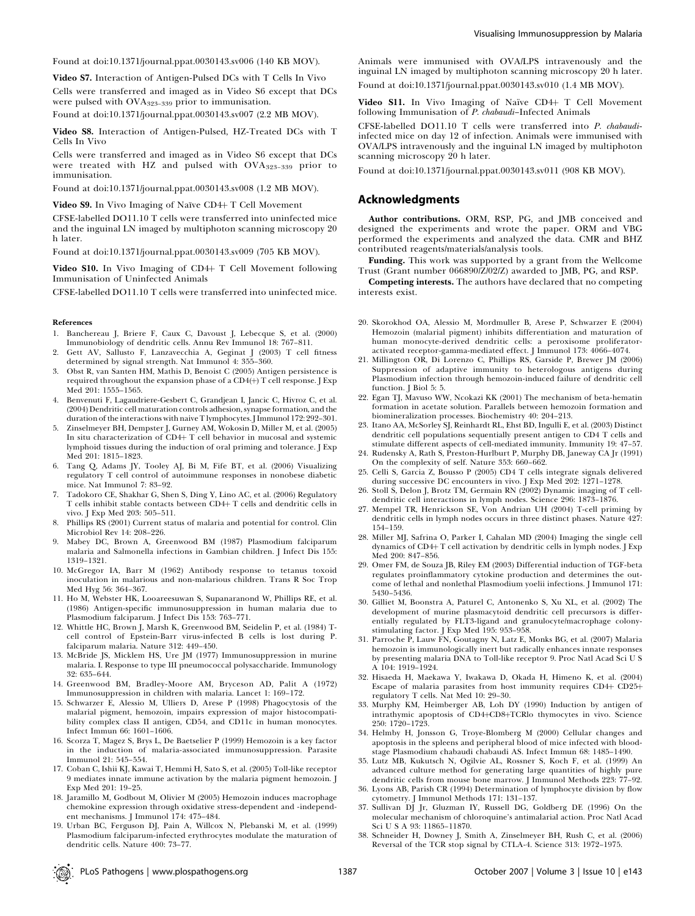Found at doi:10.1371/journal.ppat.0030143.sv006 (140 KB MOV).

**Video S7.** Interaction of Antigen-Pulsed DCs with T Cells In Vivo

Cells were transferred and imaged as in Video S6 except that DCs were pulsed with $OVA_{323-339}$ prior to immunisation.

Found at doi:10.1371/journal.ppat.0030143.sv007 (2.2 MB MOV).

**Video S8.** Interaction of Antigen-Pulsed, HZ-Treated DCs with T Cells In Vivo

Cells were transferred and imaged as in Video S6 except that DCs were treated with HZ and pulsed with $OVA_{323-339}$ prior to immunisation.

Found at doi:10.1371/journal.ppat.0030143.sv008 (1.2 MB MOV).

**Video S9.** In Vivo Imaging of Naïve CD4+ T Cell Movement

CFSE-labelled DO11.10 T cells were transferred into uninfected mice and the inguinal LN imaged by multiphoton scanning microscopy 20 h later.

Found at doi:10.1371/journal.ppat.0030143.sv009 (705 KB MOV).

**Video S10.** In Vivo Imaging of CD4+ T Cell Movement following Immunisation of Uninfected Animals

CFSE-labelled DO11.10 T cells were transferred into uninfected mice. Animals were immunised with OVA/LPS intravenously and the inguinal LN imaged by multiphoton scanning microscopy 20 h later.

Found at doi:10.1371/journal.ppat.0030143.sv010 (1.4 MB MOV).

**Video S11.** In Vivo Imaging of Naïve CD4+ T Cell Movement following Immunisation of *P. chabaudi*–Infected Animals

CFSE-labelled DO11.10 T cells were transferred into *P. chabaudi*-infected mice on day 12 of infection. Animals were immunised with OVA/LPS intravenously and the inguinal LN imaged by multiphoton scanning microscopy 20 h later.

Found at doi:10.1371/journal.ppat.0030143.sv011 (908 KB MOV).

## Acknowledgments

**Author contributions.** ORM, RSP, PG, and JMB conceived and designed the experiments and wrote the paper. ORM and VBG performed the experiments and analyzed the data. CMR and BHZ contributed reagents/materials/analysis tools.

**Funding.** This work was supported by a grant from the Wellcome Trust (Grant number 066890/Z/02/Z) awarded to JMB, PG, and RSP.

**Competing interests.** The authors have declared that no competing interests exist.

### References

1. Banchereau J, Briere F, Caux C, Davoust J, Lebecque S, et al. (2000) Immunobiology of dendritic cells. Annu Rev Immunol 18: 767–811.
2. Gett AV, Sallusto F, Lanzavecchia A, Geginat J (2003) T cell fitness determined by signal strength. Nat Immunol 4: 355–360.
3. Obst R, van Santen HM, Mathis D, Benoist C (2005) Antigen persistence is required throughout the expansion phase of a CD4(+) T cell response. J Exp Med 201: 1555–1565.
4. Benvenuti F, Lagaudriere-Gesbert C, Grandjean I, Jancic C, Hivroz C, et al. (2004) Dendritic cell maturation controls adhesion, synapse formation, and the duration of the interactions with naive T lymphocytes. J Immunol 172: 292–301.
5. Zinselmeyer BH, Dempster J, Gurney AM, Wokosin D, Miller M, et al. (2005) In situ characterization of CD4+ T cell behavior in mucosal and systemic lymphoid tissues during the induction of oral priming and tolerance. J Exp Med 201: 1815–1823.
6. Tang Q, Adams JY, Tooley AJ, Bi M, Fife BT, et al. (2006) Visualizing regulatory T cell control of autoimmune responses in nonobese diabetic mice. Nat Immunol 7: 83–92.
7. Tadokoro CE, Shakhar G, Shen S, Ding Y, Lino AC, et al. (2006) Regulatory T cells inhibit stable contacts between CD4+ T cells and dendritic cells in vivo. J Exp Med 203: 505–511.
8. Phillips RS (2001) Current status of malaria and potential for control. Clin Microbiol Rev 14: 208–226.
9. Mabey DC, Brown A, Greenwood BM (1987) Plasmodium falciparum malaria and Salmonella infections in Gambian children. J Infect Dis 155: 1319–1321.
10. McGregor IA, Barr M (1962) Antibody response to tetanus toxoid inoculation in malarious and non-malarious children. Trans R Soc Trop Med Hyg 56: 364–367.
11. Ho M, Webster HK, Looareesuwan S, Supanaranond W, Phillips RE, et al. (1986) Antigen-specific immunosuppression in human malaria due to Plasmodium falciparum. J Infect Dis 153: 763–771.
12. Whittle HC, Brown J, Marsh K, Greenwood BM, Seidelin P, et al. (1984) T-cell control of Epstein-Barr virus-infected B cells is lost during P. falciparum malaria. Nature 312: 449–450.
13. McBride JS, Micklem HS, Ure JM (1977) Immunosuppression in murine malaria. I. Response to type III pneumococcal polysaccharide. Immunology 32: 635–644.
14. Greenwood BM, Bradley-Moore AM, Bryceson AD, Palit A (1972) Immunosuppression in children with malaria. Lancet 1: 169–172.
15. Schwarzer E, Alessio M, Ulliers D, Arese P (1998) Phagocytosis of the malarial pigment, hemozoin, impairs expression of major histocompatibility complex class II antigen, CD54, and CD11c in human monocytes. Infect Immun 66: 1601–1606.
16. Scorza T, Magez S, Brys L, De Baetselier P (1999) Hemozoin is a key factor in the induction of malaria-associated immunosuppression. Parasite Immunol 21: 545–554.
17. Coban C, Ishii KJ, Kawai T, Hemmi H, Sato S, et al. (2005) Toll-like receptor 9 mediates innate immune activation by the malaria pigment hemozoin. J Exp Med 201: 19–25.
18. Jaramillo M, Godbout M, Olivier M (2005) Hemozoin induces macrophage chemokine expression through oxidative stress-dependent and -independent mechanisms. J Immunol 174: 475–484.
19. Urban BC, Ferguson DJ, Pain A, Willcox N, Plebanski M, et al. (1999) Plasmodium falciparum-infected erythrocytes modulate the maturation of dendritic cells. Nature 400: 73–77.
20. Skorokhod OA, Alessio M, Mordmuller B, Arese P, Schwarzer E (2004) Hemozoin (malarial pigment) inhibits differentiation and maturation of human monocyte-derived dendritic cells: a peroxisome proliferator-activated receptor-gamma-mediated effect. J Immunol 173: 4066–4074.
21. Millington OR, Di Lorenzo C, Phillips RS, Garside P, Brewer JM (2006) Suppression of adaptive immunity to heterologous antigens during Plasmodium infection through hemozoin-induced failure of dendritic cell function. J Biol 5: 5.
22. Egan TJ, Mavuso WW, Ncokazi KK (2001) The mechanism of beta-hematin formation in acetate solution. Parallels between hemozoin formation and biomineralization processes. Biochemistry 40: 204–213.
23. Itano AA, McSorley SJ, Reinhardt RL, Ehst BD, Ingulli E, et al. (2003) Distinct dendritic cell populations sequentially present antigen to CD4 T cells and stimulate different aspects of cell-mediated immunity. Immunity 19: 47–57.
24. Rudensky A, Rath S, Preston-Hurlburt P, Murphy DB, Janeway CA Jr (1991) On the complexity of self. Nature 353: 660–662.
25. Celli S, Garcia Z, Bousso P (2005) CD4 T cells integrate signals delivered during successive DC encounters in vivo. J Exp Med 202: 1271–1278.
26. Stoll S, Delon J, Brotz TM, Germain RN (2002) Dynamic imaging of T cell-dendritic cell interactions in lymph nodes. Science 296: 1873–1876.
27. Mempel TR, Henrickson SE, Von Andrian UH (2004) T-cell priming by dendritic cells in lymph nodes occurs in three distinct phases. Nature 427: 154–159.
28. Miller MJ, Safrina O, Parker I, Cahalan MD (2004) Imaging the single cell dynamics of CD4+ T cell activation by dendritic cells in lymph nodes. J Exp Med 200: 847–856.
29. Omer FM, de Souza JB, Riley EM (2003) Differential induction of TGF-beta regulates proinflammatory cytokine production and determines the outcome of lethal and nonlethal Plasmodium yoelii infections. J Immunol 171: 5430–5436.
30. Gilliet M, Boonstra A, Paturel C, Antonenko S, Xu XL, et al. (2002) The development of murine plasmacytoid dendritic cell precursors is differentially regulated by FLT3-ligand and granulocyte/macrophage colony-stimulating factor. J Exp Med 195: 953–958.
31. Parroche P, Lauw FN, Goutagny N, Latz E, Monks BG, et al. (2007) Malaria hemozoin is immunologically inert but radically enhances innate responses by presenting malaria DNA to Toll-like receptor 9. Proc Natl Acad Sci U S A 104: 1919–1924.
32. Hisaeda H, Maekawa Y, Iwakawa D, Okada H, Himeno K, et al. (2004) Escape of malaria parasites from host immunity requires CD4+ CD25+ regulatory T cells. Nat Med 10: 29–30.
33. Murphy KM, Heimberger AB, Loh DY (1990) Induction by antigen of intrathymic apoptosis of CD4+CD8+TCRlo thymocytes in vivo. Science 250: 1720–1723.
34. Helmby H, Jonsson G, Troye-Blomberg M (2000) Cellular changes and apoptosis in the spleens and peripheral blood of mice infected with blood-stage Plasmodium chabaudi chabaudi AS. Infect Immun 68: 1485–1490.
35. Lutz MB, Kukutsch N, Ogilvie AL, Rossner S, Koch F, et al. (1999) An advanced culture method for generating large quantities of highly pure dendritic cells from mouse bone marrow. J Immunol Methods 223: 77–92.
36. Lyons AB, Parish CR (1994) Determination of lymphocyte division by flow cytometry. J Immunol Methods 171: 131–137.
37. Sullivan DJ Jr, Gluzman IY, Russell DG, Goldberg DE (1996) On the molecular mechanism of chloroquine's antimalarial action. Proc Natl Acad Sci U S A 93: 11865–11870.
38. Schneider H, Downey J, Smith A, Zinselmeyer BH, Rush C, et al. (2006) Reversal of the TCR stop signal by CTLA-4. Science 313: 1972–1975.